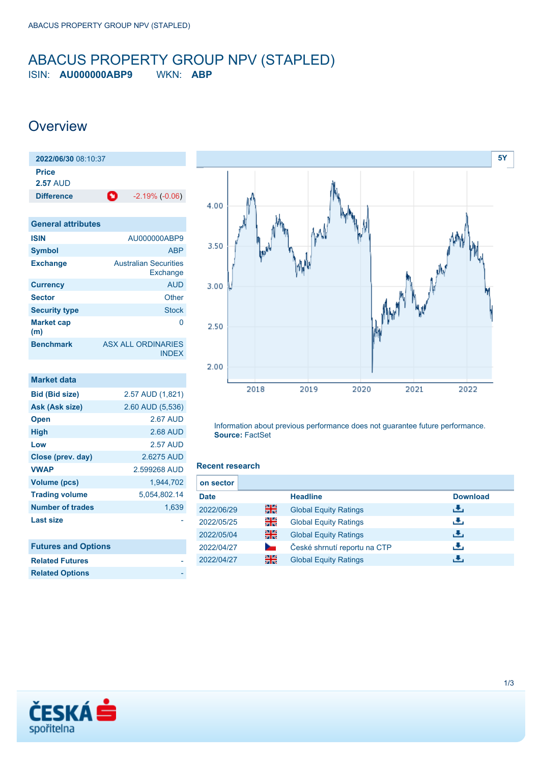# ABACUS PROPERTY GROUP NPV (STAPLED)

ISIN: **AU000000ABP9** WKN: **ABP**

## Overview

| 2022/06/30 08:10:37 | |
|---|---|
| **Price** | |
| **2.57** AUD | |
| **Difference** | -2.19% (-0.06) |

| General attributes | |
|---|---|
| **ISIN** | AU000000ABP9 |
| **Symbol** | ABP |
| **Exchange** | Australian Securities Exchange |
| **Currency** | AUD |
| **Sector** | Other |
| **Security type** | Stock |
| **Market cap (m)** | 0 |
| **Benchmark** | ASX ALL ORDINARIES INDEX |

| Market data | |
|---|---|
| **Bid (Bid size)** | 2.57 AUD (1,821) |
| **Ask (Ask size)** | 2.60 AUD (5,536) |
| **Open** | 2.67 AUD |
| **High** | 2.68 AUD |
| **Low** | 2.57 AUD |
| **Close (prev. day)** | 2.6275 AUD |
| **VWAP** | 2.599268 AUD |
| **Volume (pcs)** | 1,944,702 |
| **Trading volume** | 5,054,802.14 |
| **Number of trades** | 1,639 |
| **Last size** | - |

| Futures and Options | |
|---|---|
| **Related Futures** | - |
| **Related Options** | - |

Information about previous performance does not guarantee future performance.
**Source:** FactSet

### Recent research

on sector

| Date | | Headline | Download |
|---|---|---|---|
| 2022/06/29 | | Global Equity Ratings | |
| 2022/05/25 | | Global Equity Ratings | |
| 2022/05/04 | | Global Equity Ratings | |
| 2022/04/27 | | České shrnutí reportu na CTP | |
| 2022/04/27 | | Global Equity Ratings | |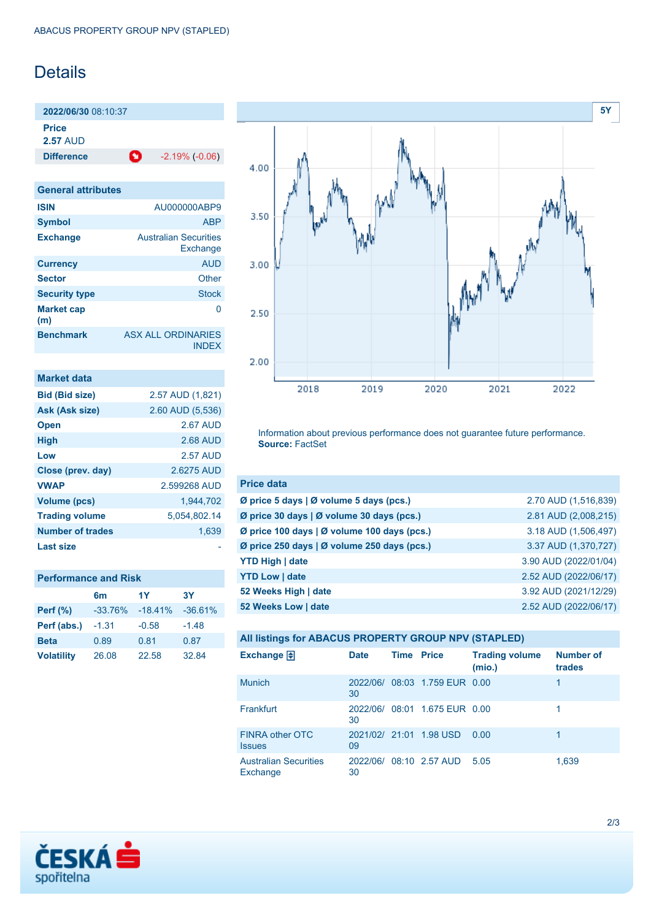ABACUS PROPERTY GROUP NPV (STAPLED)

# Details

**2022/06/30** 08:10:37

**Price**
**2.57** AUD

| **Difference** | -2.19% (-0.06) |
|---|---|

## General attributes

| | |
|---|---|
| **ISIN** | AU000000ABP9 |
| **Symbol** | ABP |
| **Exchange** | Australian Securities Exchange |
| **Currency** | AUD |
| **Sector** | Other |
| **Security type** | Stock |
| **Market cap (m)** | 0 |
| **Benchmark** | ASX ALL ORDINARIES INDEX |

## Market data

| | |
|---|---|
| **Bid (Bid size)** | 2.57 AUD (1,821) |
| **Ask (Ask size)** | 2.60 AUD (5,536) |
| **Open** | 2.67 AUD |
| **High** | 2.68 AUD |
| **Low** | 2.57 AUD |
| **Close (prev. day)** | 2.6275 AUD |
| **VWAP** | 2.599268 AUD |
| **Volume (pcs)** | 1,944,702 |
| **Trading volume** | 5,054,802.14 |
| **Number of trades** | 1,639 |
| **Last size** | - |

## Performance and Risk

| | 6m | 1Y | 3Y |
|---|---|---|---|
| **Perf (%)** | -33.76% | -18.41% | -36.61% |
| **Perf (abs.)** | -1.31 | -0.58 | -1.48 |
| **Beta** | 0.89 | 0.81 | 0.87 |
| **Volatility** | 26.08 | 22.58 | 32.84 |

5Y

Information about previous performance does not guarantee future performance.
**Source:** FactSet

## Price data

| | |
|---|---|
| **Ø price 5 days \| Ø volume 5 days (pcs.)** | 2.70 AUD (1,516,839) |
| **Ø price 30 days \| Ø volume 30 days (pcs.)** | 2.81 AUD (2,008,215) |
| **Ø price 100 days \| Ø volume 100 days (pcs.)** | 3.18 AUD (1,506,497) |
| **Ø price 250 days \| Ø volume 250 days (pcs.)** | 3.37 AUD (1,370,727) |
| **YTD High \| date** | 3.90 AUD (2022/01/04) |
| **YTD Low \| date** | 2.52 AUD (2022/06/17) |
| **52 Weeks High \| date** | 3.92 AUD (2021/12/29) |
| **52 Weeks Low \| date** | 2.52 AUD (2022/06/17) |

## All listings for ABACUS PROPERTY GROUP NPV (STAPLED)

| Exchange | Date | Time | Price | Trading volume (mio.) | Number of trades |
|---|---|---|---|---|---|
| Munich | 2022/06/30 | 08:03 | 1.759 EUR | 0.00 | 1 |
| Frankfurt | 2022/06/30 | 08:01 | 1.675 EUR | 0.00 | 1 |
| FINRA other OTC Issues | 2021/02/09 | 21:01 | 1.98 USD | 0.00 | 1 |
| Australian Securities Exchange | 2022/06/30 | 08:10 | 2.57 AUD | 5.05 | 1,639 |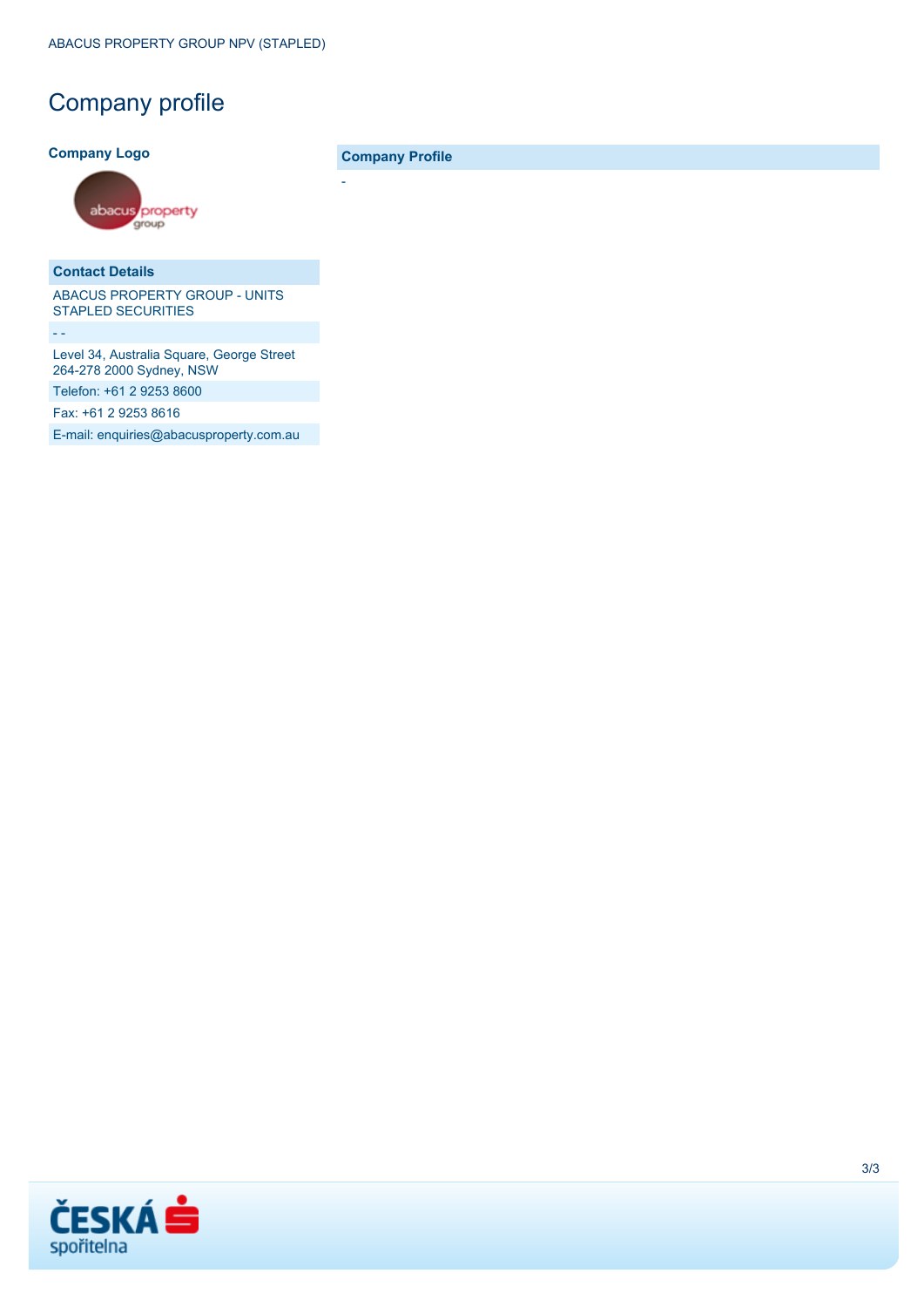# Company profile

**Company Logo**

**Contact Details**

ABACUS PROPERTY GROUP - UNITS STAPLED SECURITIES

- -

Level 34, Australia Square, George Street 264-278 2000 Sydney, NSW

Telefon: +61 2 9253 8600

Fax: +61 2 9253 8616

E-mail: enquiries@abacusproperty.com.au

**Company Profile**

-